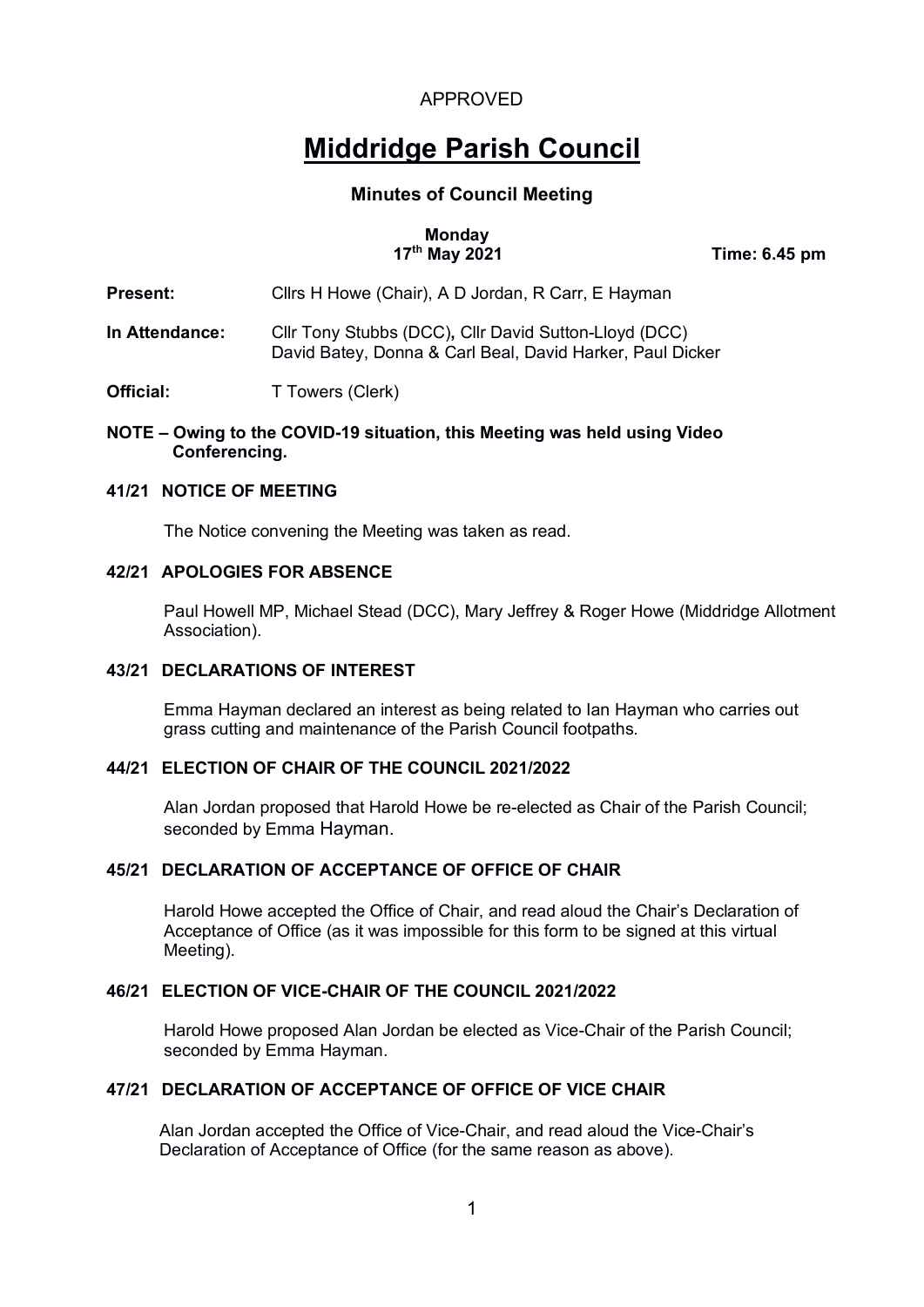APPROVED

# Middridge Parish Council

## Minutes of Council Meeting

**Monday**
**17th May 2021** **Time: 6.45 pm**

**Present:** Cllrs H Howe (Chair), A D Jordan, R Carr, E Hayman

**In Attendance:** Cllr Tony Stubbs (DCC)**,** Cllr David Sutton-Lloyd (DCC) David Batey, Donna & Carl Beal, David Harker, Paul Dicker

**Official:** T Towers (Clerk)

**NOTE – Owing to the COVID-19 situation, this Meeting was held using Video Conferencing.**

### 41/21 NOTICE OF MEETING

The Notice convening the Meeting was taken as read.

### 42/21 APOLOGIES FOR ABSENCE

Paul Howell MP, Michael Stead (DCC), Mary Jeffrey & Roger Howe (Middridge Allotment Association).

### 43/21 DECLARATIONS OF INTEREST

Emma Hayman declared an interest as being related to Ian Hayman who carries out grass cutting and maintenance of the Parish Council footpaths.

### 44/21 ELECTION OF CHAIR OF THE COUNCIL 2021/2022

Alan Jordan proposed that Harold Howe be re-elected as Chair of the Parish Council; seconded by Emma Hayman.

### 45/21 DECLARATION OF ACCEPTANCE OF OFFICE OF CHAIR

Harold Howe accepted the Office of Chair, and read aloud the Chair's Declaration of Acceptance of Office (as it was impossible for this form to be signed at this virtual Meeting).

### 46/21 ELECTION OF VICE-CHAIR OF THE COUNCIL 2021/2022

Harold Howe proposed Alan Jordan be elected as Vice-Chair of the Parish Council; seconded by Emma Hayman.

### 47/21 DECLARATION OF ACCEPTANCE OF OFFICE OF VICE CHAIR

Alan Jordan accepted the Office of Vice-Chair, and read aloud the Vice-Chair's Declaration of Acceptance of Office (for the same reason as above).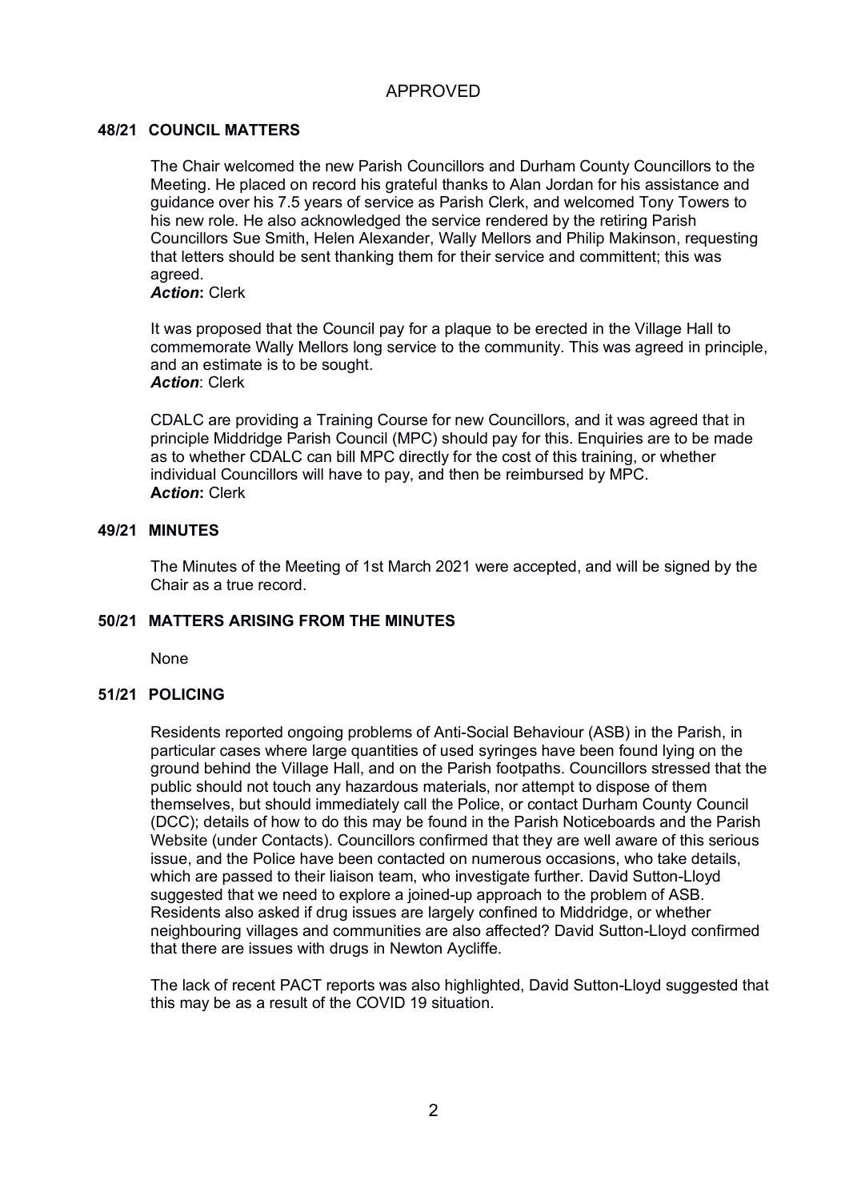APPROVED

### 48/21 COUNCIL MATTERS

The Chair welcomed the new Parish Councillors and Durham County Councillors to the Meeting. He placed on record his grateful thanks to Alan Jordan for his assistance and guidance over his 7.5 years of service as Parish Clerk, and welcomed Tony Towers to his new role. He also acknowledged the service rendered by the retiring Parish Councillors Sue Smith, Helen Alexander, Wally Mellors and Philip Makinson, requesting that letters should be sent thanking them for their service and committent; this was agreed.
***Action*:** Clerk

It was proposed that the Council pay for a plaque to be erected in the Village Hall to commemorate Wally Mellors long service to the community. This was agreed in principle, and an estimate is to be sought.
***Action***: Clerk

CDALC are providing a Training Course for new Councillors, and it was agreed that in principle Middridge Parish Council (MPC) should pay for this. Enquiries are to be made as to whether CDALC can bill MPC directly for the cost of this training, or whether individual Councillors will have to pay, and then be reimbursed by MPC.
**A*ction*:** Clerk

### 49/21 MINUTES

The Minutes of the Meeting of 1st March 2021 were accepted, and will be signed by the Chair as a true record.

### 50/21 MATTERS ARISING FROM THE MINUTES

None

### 51/21 POLICING

Residents reported ongoing problems of Anti-Social Behaviour (ASB) in the Parish, in particular cases where large quantities of used syringes have been found lying on the ground behind the Village Hall, and on the Parish footpaths. Councillors stressed that the public should not touch any hazardous materials, nor attempt to dispose of them themselves, but should immediately call the Police, or contact Durham County Council (DCC); details of how to do this may be found in the Parish Noticeboards and the Parish Website (under Contacts). Councillors confirmed that they are well aware of this serious issue, and the Police have been contacted on numerous occasions, who take details, which are passed to their liaison team, who investigate further. David Sutton-Lloyd suggested that we need to explore a joined-up approach to the problem of ASB. Residents also asked if drug issues are largely confined to Middridge, or whether neighbouring villages and communities are also affected? David Sutton-Lloyd confirmed that there are issues with drugs in Newton Aycliffe.

The lack of recent PACT reports was also highlighted, David Sutton-Lloyd suggested that this may be as a result of the COVID 19 situation.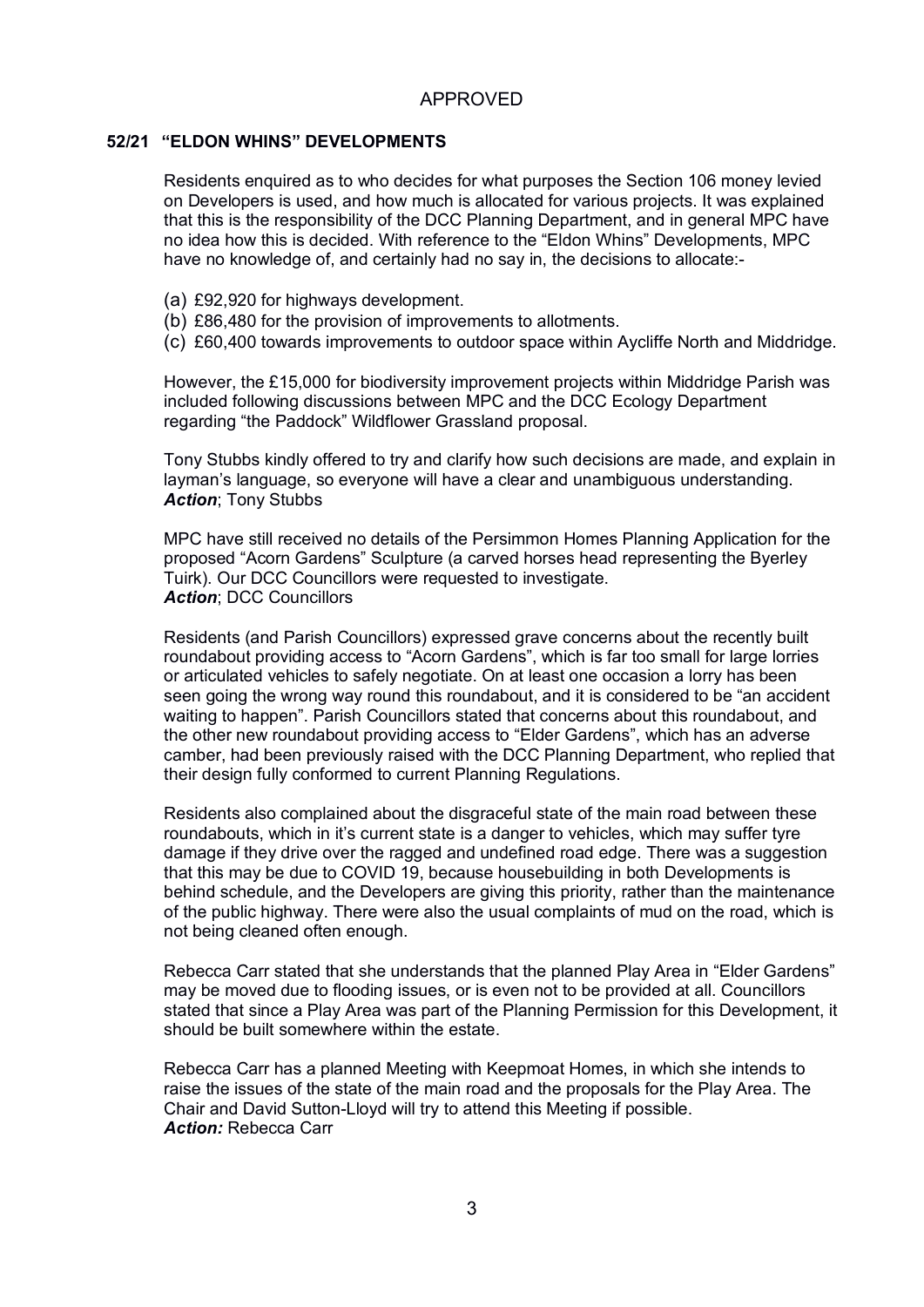APPROVED

**52/21 "ELDON WHINS" DEVELOPMENTS**

Residents enquired as to who decides for what purposes the Section 106 money levied on Developers is used, and how much is allocated for various projects. It was explained that this is the responsibility of the DCC Planning Department, and in general MPC have no idea how this is decided. With reference to the "Eldon Whins" Developments, MPC have no knowledge of, and certainly had no say in, the decisions to allocate:-

(a) £92,920 for highways development.
(b) £86,480 for the provision of improvements to allotments.
(c) £60,400 towards improvements to outdoor space within Aycliffe North and Middridge.

However, the £15,000 for biodiversity improvement projects within Middridge Parish was included following discussions between MPC and the DCC Ecology Department regarding "the Paddock" Wildflower Grassland proposal.

Tony Stubbs kindly offered to try and clarify how such decisions are made, and explain in layman's language, so everyone will have a clear and unambiguous understanding.
***Action***; Tony Stubbs

MPC have still received no details of the Persimmon Homes Planning Application for the proposed "Acorn Gardens" Sculpture (a carved horses head representing the Byerley Tuirk). Our DCC Councillors were requested to investigate.
***Action***; DCC Councillors

Residents (and Parish Councillors) expressed grave concerns about the recently built roundabout providing access to "Acorn Gardens", which is far too small for large lorries or articulated vehicles to safely negotiate. On at least one occasion a lorry has been seen going the wrong way round this roundabout, and it is considered to be "an accident waiting to happen". Parish Councillors stated that concerns about this roundabout, and the other new roundabout providing access to "Elder Gardens", which has an adverse camber, had been previously raised with the DCC Planning Department, who replied that their design fully conformed to current Planning Regulations.

Residents also complained about the disgraceful state of the main road between these roundabouts, which in it's current state is a danger to vehicles, which may suffer tyre damage if they drive over the ragged and undefined road edge. There was a suggestion that this may be due to COVID 19, because housebuilding in both Developments is behind schedule, and the Developers are giving this priority, rather than the maintenance of the public highway. There were also the usual complaints of mud on the road, which is not being cleaned often enough.

Rebecca Carr stated that she understands that the planned Play Area in "Elder Gardens" may be moved due to flooding issues, or is even not to be provided at all. Councillors stated that since a Play Area was part of the Planning Permission for this Development, it should be built somewhere within the estate.

Rebecca Carr has a planned Meeting with Keepmoat Homes, in which she intends to raise the issues of the state of the main road and the proposals for the Play Area. The Chair and David Sutton-Lloyd will try to attend this Meeting if possible.
***Action:*** Rebecca Carr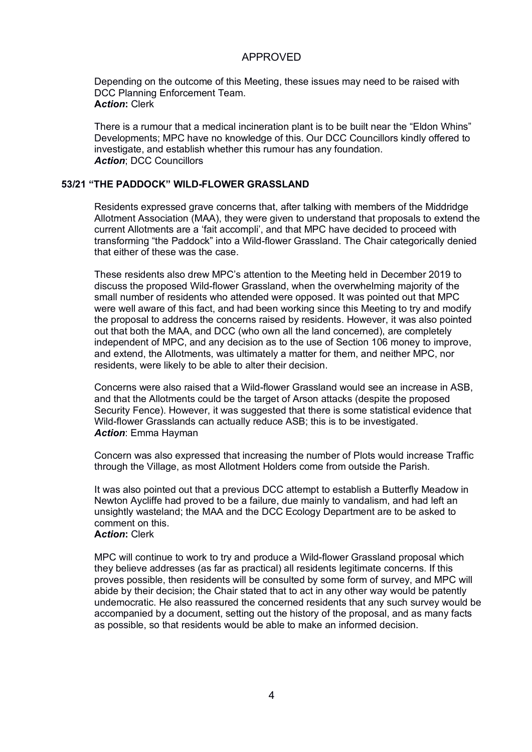APPROVED

Depending on the outcome of this Meeting, these issues may need to be raised with DCC Planning Enforcement Team.
**A*ction*:** Clerk

There is a rumour that a medical incineration plant is to be built near the "Eldon Whins" Developments; MPC have no knowledge of this. Our DCC Councillors kindly offered to investigate, and establish whether this rumour has any foundation.
***Action***; DCC Councillors

## 53/21 "THE PADDOCK" WILD-FLOWER GRASSLAND

Residents expressed grave concerns that, after talking with members of the Middridge Allotment Association (MAA), they were given to understand that proposals to extend the current Allotments are a 'fait accompli', and that MPC have decided to proceed with transforming "the Paddock" into a Wild-flower Grassland. The Chair categorically denied that either of these was the case.

These residents also drew MPC's attention to the Meeting held in December 2019 to discuss the proposed Wild-flower Grassland, when the overwhelming majority of the small number of residents who attended were opposed. It was pointed out that MPC were well aware of this fact, and had been working since this Meeting to try and modify the proposal to address the concerns raised by residents. However, it was also pointed out that both the MAA, and DCC (who own all the land concerned), are completely independent of MPC, and any decision as to the use of Section 106 money to improve, and extend, the Allotments, was ultimately a matter for them, and neither MPC, nor residents, were likely to be able to alter their decision.

Concerns were also raised that a Wild-flower Grassland would see an increase in ASB, and that the Allotments could be the target of Arson attacks (despite the proposed Security Fence). However, it was suggested that there is some statistical evidence that Wild-flower Grasslands can actually reduce ASB; this is to be investigated.
***Action***: Emma Hayman

Concern was also expressed that increasing the number of Plots would increase Traffic through the Village, as most Allotment Holders come from outside the Parish.

It was also pointed out that a previous DCC attempt to establish a Butterfly Meadow in Newton Aycliffe had proved to be a failure, due mainly to vandalism, and had left an unsightly wasteland; the MAA and the DCC Ecology Department are to be asked to comment on this.
**A*ction*:** Clerk

MPC will continue to work to try and produce a Wild-flower Grassland proposal which they believe addresses (as far as practical) all residents legitimate concerns. If this proves possible, then residents will be consulted by some form of survey, and MPC will abide by their decision; the Chair stated that to act in any other way would be patently undemocratic. He also reassured the concerned residents that any such survey would be accompanied by a document, setting out the history of the proposal, and as many facts as possible, so that residents would be able to make an informed decision.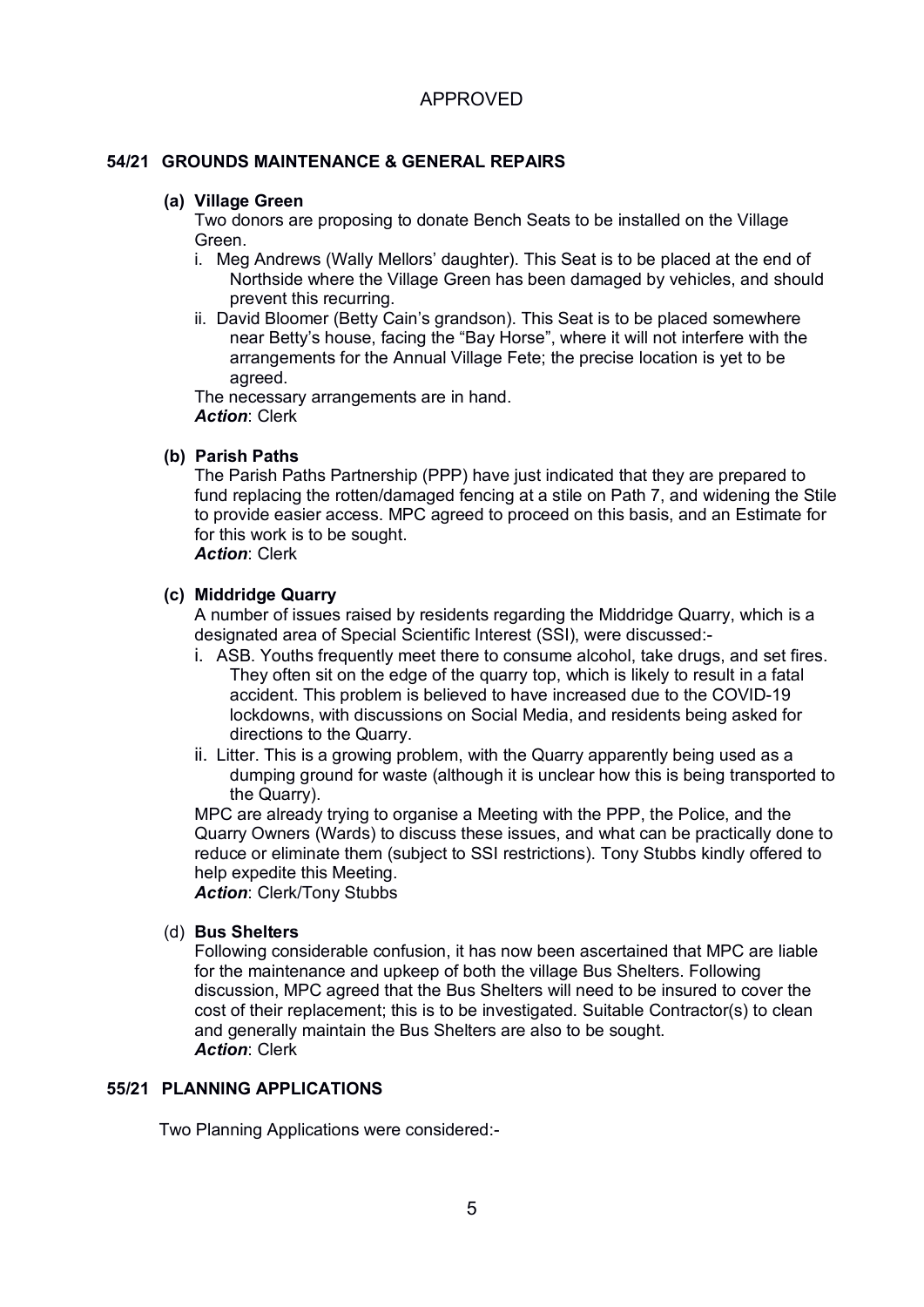APPROVED

## 54/21 GROUNDS MAINTENANCE & GENERAL REPAIRS

### (a) Village Green

Two donors are proposing to donate Bench Seats to be installed on the Village Green.

i. Meg Andrews (Wally Mellors' daughter). This Seat is to be placed at the end of Northside where the Village Green has been damaged by vehicles, and should prevent this recurring.

ii. David Bloomer (Betty Cain's grandson). This Seat is to be placed somewhere near Betty's house, facing the "Bay Horse", where it will not interfere with the arrangements for the Annual Village Fete; the precise location is yet to be agreed.

The necessary arrangements are in hand.

***Action***: Clerk

### (b) Parish Paths

The Parish Paths Partnership (PPP) have just indicated that they are prepared to fund replacing the rotten/damaged fencing at a stile on Path 7, and widening the Stile to provide easier access. MPC agreed to proceed on this basis, and an Estimate for for this work is to be sought.

***Action***: Clerk

### (c) Middridge Quarry

A number of issues raised by residents regarding the Middridge Quarry, which is a designated area of Special Scientific Interest (SSI), were discussed:-

i. ASB. Youths frequently meet there to consume alcohol, take drugs, and set fires. They often sit on the edge of the quarry top, which is likely to result in a fatal accident. This problem is believed to have increased due to the COVID-19 lockdowns, with discussions on Social Media, and residents being asked for directions to the Quarry.

ii. Litter. This is a growing problem, with the Quarry apparently being used as a dumping ground for waste (although it is unclear how this is being transported to the Quarry).

MPC are already trying to organise a Meeting with the PPP, the Police, and the Quarry Owners (Wards) to discuss these issues, and what can be practically done to reduce or eliminate them (subject to SSI restrictions). Tony Stubbs kindly offered to help expedite this Meeting.

***Action***: Clerk/Tony Stubbs

### (d) Bus Shelters

Following considerable confusion, it has now been ascertained that MPC are liable for the maintenance and upkeep of both the village Bus Shelters. Following discussion, MPC agreed that the Bus Shelters will need to be insured to cover the cost of their replacement; this is to be investigated. Suitable Contractor(s) to clean and generally maintain the Bus Shelters are also to be sought.

***Action***: Clerk

## 55/21 PLANNING APPLICATIONS

Two Planning Applications were considered:-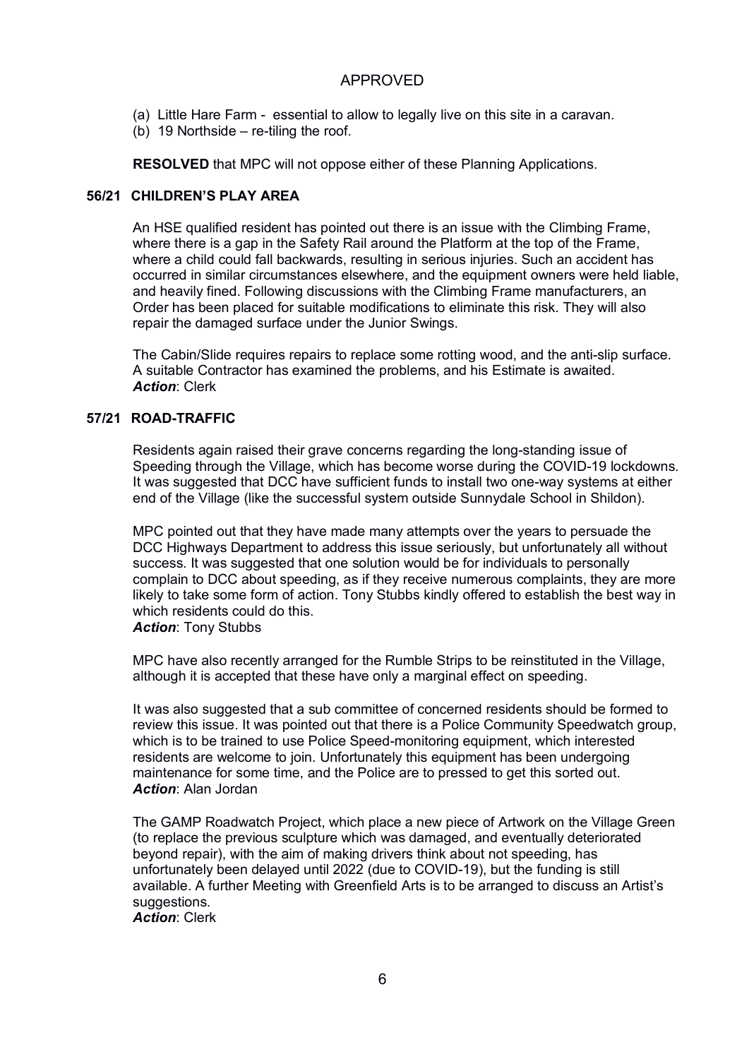APPROVED

(a) Little Hare Farm - essential to allow to legally live on this site in a caravan.
(b) 19 Northside – re-tiling the roof.

**RESOLVED** that MPC will not oppose either of these Planning Applications.

### 56/21 CHILDREN'S PLAY AREA

An HSE qualified resident has pointed out there is an issue with the Climbing Frame, where there is a gap in the Safety Rail around the Platform at the top of the Frame, where a child could fall backwards, resulting in serious injuries. Such an accident has occurred in similar circumstances elsewhere, and the equipment owners were held liable, and heavily fined. Following discussions with the Climbing Frame manufacturers, an Order has been placed for suitable modifications to eliminate this risk. They will also repair the damaged surface under the Junior Swings.

The Cabin/Slide requires repairs to replace some rotting wood, and the anti-slip surface. A suitable Contractor has examined the problems, and his Estimate is awaited.
***Action***: Clerk

### 57/21 ROAD-TRAFFIC

Residents again raised their grave concerns regarding the long-standing issue of Speeding through the Village, which has become worse during the COVID-19 lockdowns. It was suggested that DCC have sufficient funds to install two one-way systems at either end of the Village (like the successful system outside Sunnydale School in Shildon).

MPC pointed out that they have made many attempts over the years to persuade the DCC Highways Department to address this issue seriously, but unfortunately all without success. It was suggested that one solution would be for individuals to personally complain to DCC about speeding, as if they receive numerous complaints, they are more likely to take some form of action. Tony Stubbs kindly offered to establish the best way in which residents could do this.
***Action***: Tony Stubbs

MPC have also recently arranged for the Rumble Strips to be reinstituted in the Village, although it is accepted that these have only a marginal effect on speeding.

It was also suggested that a sub committee of concerned residents should be formed to review this issue. It was pointed out that there is a Police Community Speedwatch group, which is to be trained to use Police Speed-monitoring equipment, which interested residents are welcome to join. Unfortunately this equipment has been undergoing maintenance for some time, and the Police are to pressed to get this sorted out.
***Action***: Alan Jordan

The GAMP Roadwatch Project, which place a new piece of Artwork on the Village Green (to replace the previous sculpture which was damaged, and eventually deteriorated beyond repair), with the aim of making drivers think about not speeding, has unfortunately been delayed until 2022 (due to COVID-19), but the funding is still available. A further Meeting with Greenfield Arts is to be arranged to discuss an Artist's suggestions.
***Action***: Clerk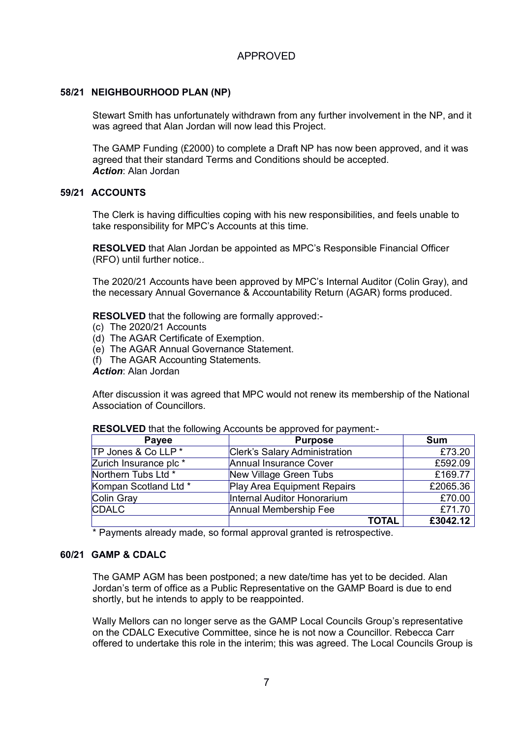APPROVED

### 58/21 NEIGHBOURHOOD PLAN (NP)

Stewart Smith has unfortunately withdrawn from any further involvement in the NP, and it was agreed that Alan Jordan will now lead this Project.

The GAMP Funding (£2000) to complete a Draft NP has now been approved, and it was agreed that their standard Terms and Conditions should be accepted.
***Action***: Alan Jordan

### 59/21 ACCOUNTS

The Clerk is having difficulties coping with his new responsibilities, and feels unable to take responsibility for MPC's Accounts at this time.

**RESOLVED** that Alan Jordan be appointed as MPC's Responsible Financial Officer (RFO) until further notice..

The 2020/21 Accounts have been approved by MPC's Internal Auditor (Colin Gray), and the necessary Annual Governance & Accountability Return (AGAR) forms produced.

**RESOLVED** that the following are formally approved:-
(c) The 2020/21 Accounts
(d) The AGAR Certificate of Exemption.
(e) The AGAR Annual Governance Statement.
(f) The AGAR Accounting Statements.
***Action***: Alan Jordan

After discussion it was agreed that MPC would not renew its membership of the National Association of Councillors.

**RESOLVED** that the following Accounts be approved for payment:-

| Payee | Purpose | Sum |
|---|---|---|
| TP Jones & Co LLP * | Clerk's Salary Administration | £73.20 |
| Zurich Insurance plc * | Annual Insurance Cover | £592.09 |
| Northern Tubs Ltd * | New Village Green Tubs | £169.77 |
| Kompan Scotland Ltd * | Play Area Equipment Repairs | £2065.36 |
| Colin Gray | Internal Auditor Honorarium | £70.00 |
| CDALC | Annual Membership Fee | £71.70 |
| | **TOTAL** | **£3042.12** |

* Payments already made, so formal approval granted is retrospective.

### 60/21 GAMP & CDALC

The GAMP AGM has been postponed; a new date/time has yet to be decided. Alan Jordan's term of office as a Public Representative on the GAMP Board is due to end shortly, but he intends to apply to be reappointed.

Wally Mellors can no longer serve as the GAMP Local Councils Group's representative on the CDALC Executive Committee, since he is not now a Councillor. Rebecca Carr offered to undertake this role in the interim; this was agreed. The Local Councils Group is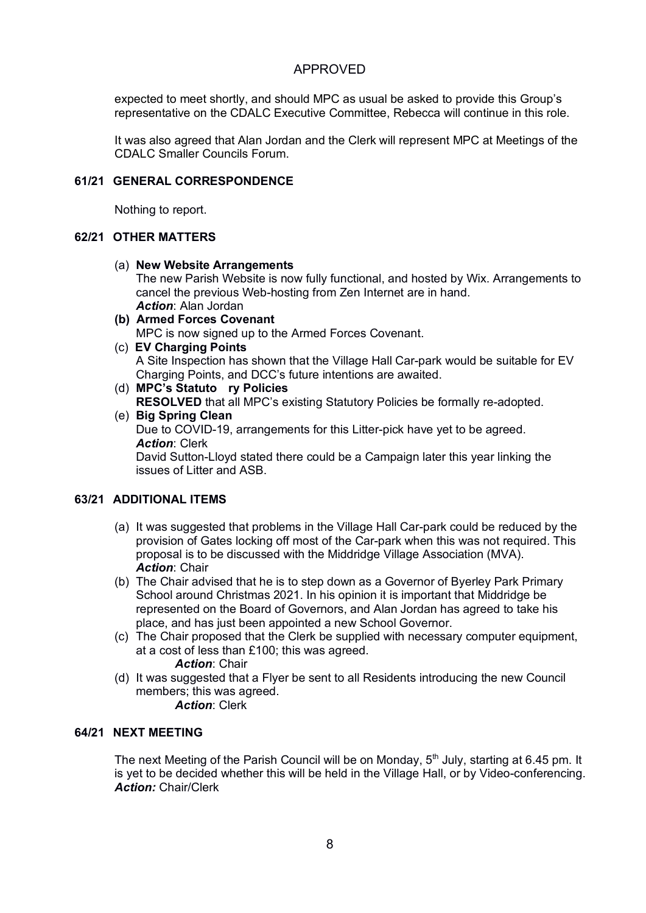APPROVED

expected to meet shortly, and should MPC as usual be asked to provide this Group's representative on the CDALC Executive Committee, Rebecca will continue in this role.

It was also agreed that Alan Jordan and the Clerk will represent MPC at Meetings of the CDALC Smaller Councils Forum.

## 61/21 GENERAL CORRESPONDENCE

Nothing to report.

## 62/21 OTHER MATTERS

(a) **New Website Arrangements**
The new Parish Website is now fully functional, and hosted by Wix. Arrangements to cancel the previous Web-hosting from Zen Internet are in hand.
***Action***: Alan Jordan

**(b) Armed Forces Covenant**
MPC is now signed up to the Armed Forces Covenant.

(c) **EV Charging Points**
A Site Inspection has shown that the Village Hall Car-park would be suitable for EV Charging Points, and DCC's future intentions are awaited.

(d) **MPC's Statuto ry Policies**
**RESOLVED** that all MPC's existing Statutory Policies be formally re-adopted.

(e) **Big Spring Clean**
Due to COVID-19, arrangements for this Litter-pick have yet to be agreed.
***Action***: Clerk
David Sutton-Lloyd stated there could be a Campaign later this year linking the issues of Litter and ASB.

## 63/21 ADDITIONAL ITEMS

(a) It was suggested that problems in the Village Hall Car-park could be reduced by the provision of Gates locking off most of the Car-park when this was not required. This proposal is to be discussed with the Middridge Village Association (MVA).
***Action***: Chair

(b) The Chair advised that he is to step down as a Governor of Byerley Park Primary School around Christmas 2021. In his opinion it is important that Middridge be represented on the Board of Governors, and Alan Jordan has agreed to take his place, and has just been appointed a new School Governor.

(c) The Chair proposed that the Clerk be supplied with necessary computer equipment, at a cost of less than £100; this was agreed.
***Action***: Chair

(d) It was suggested that a Flyer be sent to all Residents introducing the new Council members; this was agreed.
***Action***: Clerk

## 64/21 NEXT MEETING

The next Meeting of the Parish Council will be on Monday, 5th July, starting at 6.45 pm. It is yet to be decided whether this will be held in the Village Hall, or by Video-conferencing.
***Action:*** Chair/Clerk